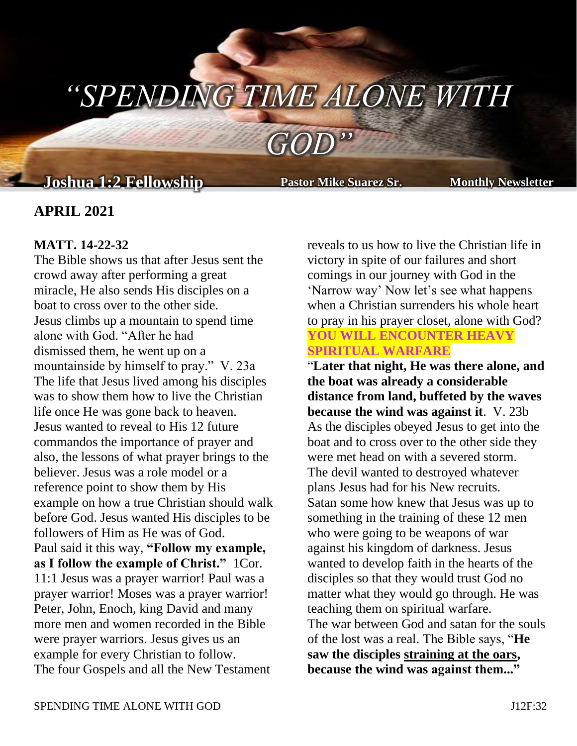# *"SPENDING TIME ALONE WITH GOD"*

**Joshua 1:2 Fellowship** **Pastor Mike Suarez Sr.** **Monthly Newsletter**

## APRIL 2021

**MATT. 14-22-32**

The Bible shows us that after Jesus sent the crowd away after performing a great miracle, He also sends His disciples on a boat to cross over to the other side. Jesus climbs up a mountain to spend time alone with God. "After he had dismissed them, he went up on a mountainside by himself to pray." V. 23a The life that Jesus lived among his disciples was to show them how to live the Christian life once He was gone back to heaven. Jesus wanted to reveal to His 12 future commandos the importance of prayer and also, the lessons of what prayer brings to the believer. Jesus was a role model or a reference point to show them by His example on how a true Christian should walk before God. Jesus wanted His disciples to be followers of Him as He was of God. Paul said it this way, **"Follow my example, as I follow the example of Christ."** 1Cor. 11:1 Jesus was a prayer warrior! Paul was a prayer warrior! Moses was a prayer warrior! Peter, John, Enoch, king David and many more men and women recorded in the Bible were prayer warriors. Jesus gives us an example for every Christian to follow. The four Gospels and all the New Testament reveals to us how to live the Christian life in victory in spite of our failures and short comings in our journey with God in the 'Narrow way' Now let's see what happens when a Christian surrenders his whole heart to pray in his prayer closet, alone with God?

**YOU WILL ENCOUNTER HEAVY SPIRITUAL WARFARE**

"**Later that night, He was there alone, and the boat was already a considerable distance from land, buffeted by the waves because the wind was against it**. V. 23b As the disciples obeyed Jesus to get into the boat and to cross over to the other side they were met head on with a severed storm. The devil wanted to destroyed whatever plans Jesus had for his New recruits. Satan some how knew that Jesus was up to something in the training of these 12 men who were going to be weapons of war against his kingdom of darkness. Jesus wanted to develop faith in the hearts of the disciples so that they would trust God no matter what they would go through. He was teaching them on spiritual warfare. The war between God and satan for the souls of the lost was a real. The Bible says, "**He saw the disciples straining at the oars, because the wind was against them..."**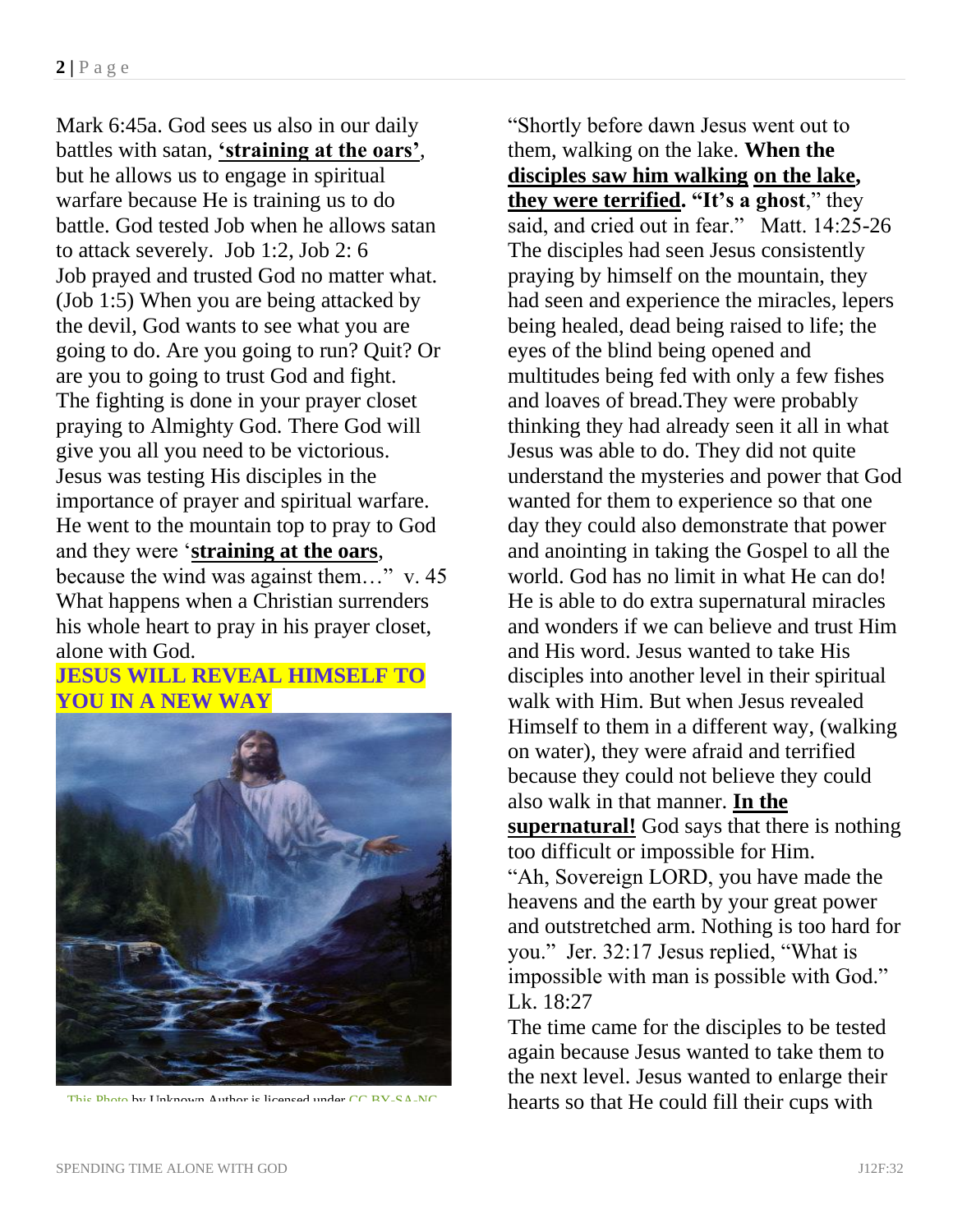Mark 6:45a. God sees us also in our daily battles with satan, **'straining at the oars'**, but he allows us to engage in spiritual warfare because He is training us to do battle. God tested Job when he allows satan to attack severely. Job 1:2, Job 2: 6 Job prayed and trusted God no matter what. (Job 1:5) When you are being attacked by the devil, God wants to see what you are going to do. Are you going to run? Quit? Or are you to going to trust God and fight. The fighting is done in your prayer closet praying to Almighty God. There God will give you all you need to be victorious. Jesus was testing His disciples in the importance of prayer and spiritual warfare. He went to the mountain top to pray to God and they were '**straining at the oars**, because the wind was against them…" v. 45 What happens when a Christian surrenders his whole heart to pray in his prayer closet, alone with God.

**JESUS WILL REVEAL HIMSELF TO YOU IN A NEW WAY**

This Photo by Unknown Author is licensed under CC BY-SA-NC

"Shortly before dawn Jesus went out to them, walking on the lake. **When the disciples saw him walking on the lake, they were terrified. "It's a ghost**," they said, and cried out in fear." Matt. 14:25-26 The disciples had seen Jesus consistently praying by himself on the mountain, they had seen and experience the miracles, lepers being healed, dead being raised to life; the eyes of the blind being opened and multitudes being fed with only a few fishes and loaves of bread.They were probably thinking they had already seen it all in what Jesus was able to do. They did not quite understand the mysteries and power that God wanted for them to experience so that one day they could also demonstrate that power and anointing in taking the Gospel to all the world. God has no limit in what He can do! He is able to do extra supernatural miracles and wonders if we can believe and trust Him and His word. Jesus wanted to take His disciples into another level in their spiritual walk with Him. But when Jesus revealed Himself to them in a different way, (walking on water), they were afraid and terrified because they could not believe they could also walk in that manner. **In the supernatural!** God says that there is nothing too difficult or impossible for Him. "Ah, Sovereign LORD, you have made the heavens and the earth by your great power and outstretched arm. Nothing is too hard for you." Jer. 32:17 Jesus replied, "What is impossible with man is possible with God." Lk. 18:27

The time came for the disciples to be tested again because Jesus wanted to take them to the next level. Jesus wanted to enlarge their hearts so that He could fill their cups with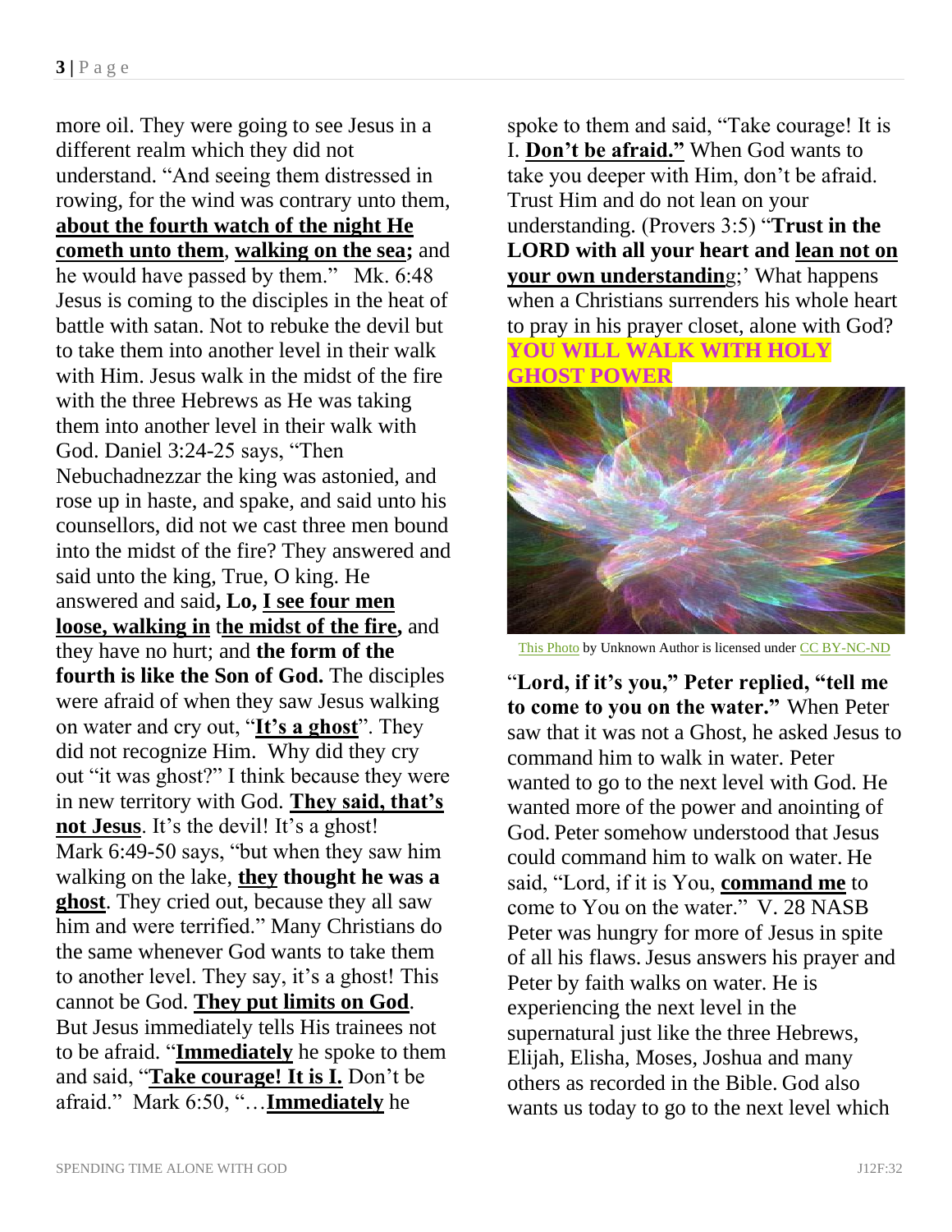more oil. They were going to see Jesus in a different realm which they did not understand. "And seeing them distressed in rowing, for the wind was contrary unto them, **<u>about the fourth watch of the night He cometh unto them</u>**, **<u>walking on the sea</u>;** and he would have passed by them." Mk. 6:48 Jesus is coming to the disciples in the heat of battle with satan. Not to rebuke the devil but to take them into another level in their walk with Him. Jesus walk in the midst of the fire with the three Hebrews as He was taking them into another level in their walk with God. Daniel 3:24-25 says, "Then Nebuchadnezzar the king was astonied, and rose up in haste, and spake, and said unto his counsellors, did not we cast three men bound into the midst of the fire? They answered and said unto the king, True, O king. He answered and said**, Lo, <u>I see four men loose, walking in</u>** t**<u>he midst of the fire</u>,** and they have no hurt; and **the form of the fourth is like the Son of God.** The disciples were afraid of when they saw Jesus walking on water and cry out, "**<u>It's a ghost</u>**". They did not recognize Him. Why did they cry out "it was ghost?" I think because they were in new territory with God. **<u>They said, that's not Jesus</u>**. It's the devil! It's a ghost! Mark 6:49-50 says, "but when they saw him walking on the lake, **<u>they</u> thought he was a <u>ghost</u>**. They cried out, because they all saw him and were terrified." Many Christians do the same whenever God wants to take them to another level. They say, it's a ghost! This cannot be God. **<u>They put limits on God</u>**. But Jesus immediately tells His trainees not to be afraid. "**<u>Immediately</u>** he spoke to them and said, "**<u>Take courage! It is I.</u>** Don't be afraid." Mark 6:50, "…**<u>Immediately</u>** he spoke to them and said, "Take courage! It is I. **<u>Don't be afraid."</u>** When God wants to take you deeper with Him, don't be afraid. Trust Him and do not lean on your understanding. (Provers 3:5) "**Trust in the LORD with all your heart and <u>lean not on your own understandin</u>**g;' What happens when a Christians surrenders his whole heart to pray in his prayer closet, alone with God? **YOU WILL WALK WITH HOLY GHOST POWER**

This Photo by Unknown Author is licensed under CC BY-NC-ND

"**Lord, if it's you," Peter replied, "tell me to come to you on the water."** When Peter saw that it was not a Ghost, he asked Jesus to command him to walk in water. Peter wanted to go to the next level with God. He wanted more of the power and anointing of God. Peter somehow understood that Jesus could command him to walk on water. He said, "Lord, if it is You, **<u>command me</u>** to come to You on the water." V. 28 NASB Peter was hungry for more of Jesus in spite of all his flaws. Jesus answers his prayer and Peter by faith walks on water. He is experiencing the next level in the supernatural just like the three Hebrews, Elijah, Elisha, Moses, Joshua and many others as recorded in the Bible. God also wants us today to go to the next level which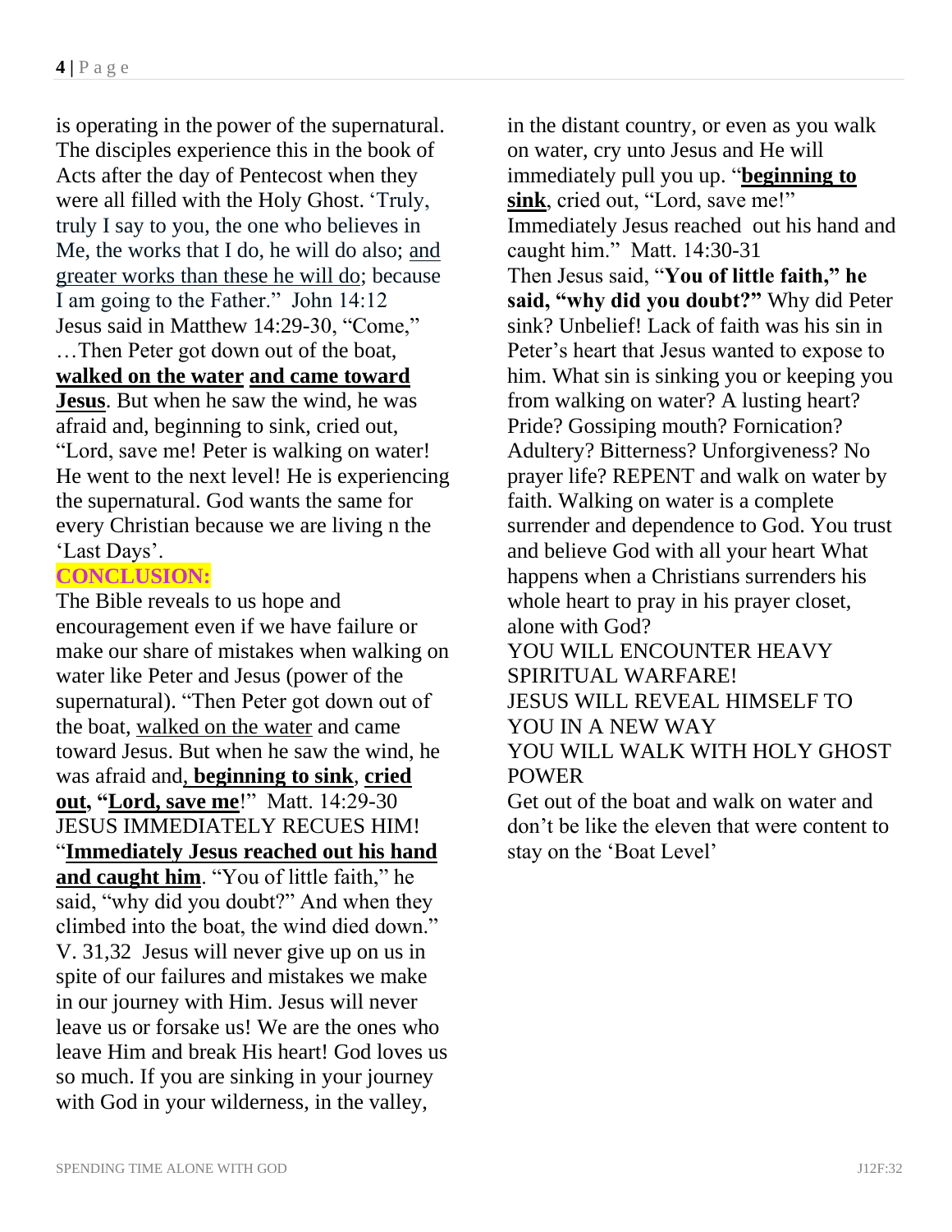is operating in the power of the supernatural. The disciples experience this in the book of Acts after the day of Pentecost when they were all filled with the Holy Ghost. 'Truly, truly I say to you, the one who believes in Me, the works that I do, he will do also; <u>and greater works than these he will do</u>; because I am going to the Father." John 14:12 Jesus said in Matthew 14:29-30, "Come," …Then Peter got down out of the boat, **<u>walked on the water</u> <u>and came toward Jesus</u>**. But when he saw the wind, he was afraid and, beginning to sink, cried out, "Lord, save me! Peter is walking on water! He went to the next level! He is experiencing the supernatural. God wants the same for every Christian because we are living n the 'Last Days'.

**CONCLUSION:**

The Bible reveals to us hope and encouragement even if we have failure or make our share of mistakes when walking on water like Peter and Jesus (power of the supernatural). "Then Peter got down out of the boat, <u>walked on the water</u> and came toward Jesus. But when he saw the wind, he was afraid and, **<u>beginning to sink</u>**, **<u>cried out</u>, "<u>Lord, save me</u>**!" Matt. 14:29-30 JESUS IMMEDIATELY RECUES HIM! "**<u>Immediately Jesus reached out his hand and caught him</u>**. "You of little faith," he said, "why did you doubt?" And when they climbed into the boat, the wind died down." V. 31,32 Jesus will never give up on us in spite of our failures and mistakes we make in our journey with Him. Jesus will never leave us or forsake us! We are the ones who leave Him and break His heart! God loves us so much. If you are sinking in your journey with God in your wilderness, in the valley, in the distant country, or even as you walk on water, cry unto Jesus and He will immediately pull you up. "**<u>beginning to sink</u>**, cried out, "Lord, save me!" Immediately Jesus reached out his hand and caught him." Matt. 14:30-31

Then Jesus said, "**You of little faith," he said, "why did you doubt?"** Why did Peter sink? Unbelief! Lack of faith was his sin in Peter's heart that Jesus wanted to expose to him. What sin is sinking you or keeping you from walking on water? A lusting heart? Pride? Gossiping mouth? Fornication? Adultery? Bitterness? Unforgiveness? No prayer life? REPENT and walk on water by faith. Walking on water is a complete surrender and dependence to God. You trust and believe God with all your heart What happens when a Christians surrenders his whole heart to pray in his prayer closet, alone with God?

YOU WILL ENCOUNTER HEAVY SPIRITUAL WARFARE!

JESUS WILL REVEAL HIMSELF TO YOU IN A NEW WAY

YOU WILL WALK WITH HOLY GHOST POWER

Get out of the boat and walk on water and don't be like the eleven that were content to stay on the 'Boat Level'